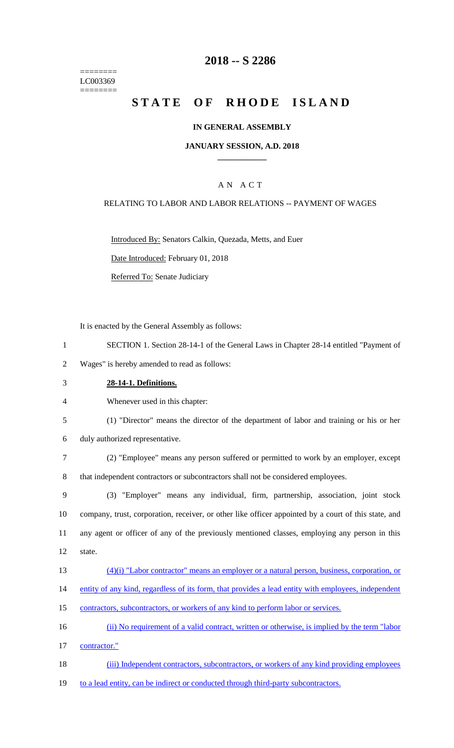========
LC003369
========

# 2018 -- S 2286

# STATE OF RHODE ISLAND

**IN GENERAL ASSEMBLY**

**JANUARY SESSION, A.D. 2018**

A N A C T

RELATING TO LABOR AND LABOR RELATIONS -- PAYMENT OF WAGES

Introduced By: Senators Calkin, Quezada, Metts, and Euer

Date Introduced: February 01, 2018

Referred To: Senate Judiciary

It is enacted by the General Assembly as follows:

1 SECTION 1. Section 28-14-1 of the General Laws in Chapter 28-14 entitled "Payment of
2 Wages" is hereby amended to read as follows:

3 **28-14-1. Definitions.**

4 Whenever used in this chapter:

5 (1) "Director" means the director of the department of labor and training or his or her
6 duly authorized representative.

7 (2) "Employee" means any person suffered or permitted to work by an employer, except
8 that independent contractors or subcontractors shall not be considered employees.

9 (3) "Employer" means any individual, firm, partnership, association, joint stock
10 company, trust, corporation, receiver, or other like officer appointed by a court of this state, and
11 any agent or officer of any of the previously mentioned classes, employing any person in this
12 state.

13 (4)(i) "Labor contractor" means an employer or a natural person, business, corporation, or
14 entity of any kind, regardless of its form, that provides a lead entity with employees, independent
15 contractors, subcontractors, or workers of any kind to perform labor or services.

16 (ii) No requirement of a valid contract, written or otherwise, is implied by the term "labor
17 contractor."

18 (iii) Independent contractors, subcontractors, or workers of any kind providing employees
19 to a lead entity, can be indirect or conducted through third-party subcontractors.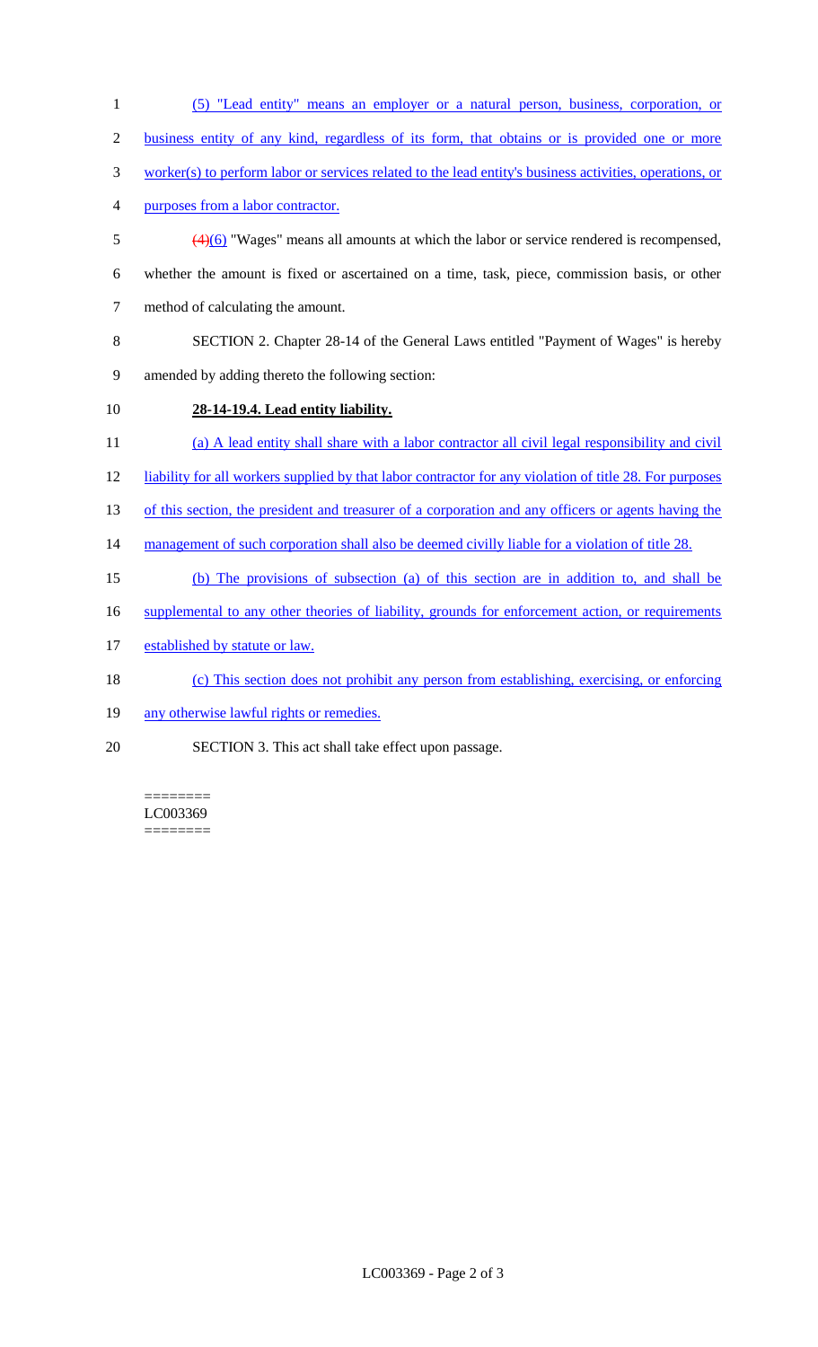(5) "Lead entity" means an employer or a natural person, business, corporation, or business entity of any kind, regardless of its form, that obtains or is provided one or more worker(s) to perform labor or services related to the lead entity's business activities, operations, or purposes from a labor contractor.

~~(4)~~(6) "Wages" means all amounts at which the labor or service rendered is recompensed, whether the amount is fixed or ascertained on a time, task, piece, commission basis, or other method of calculating the amount.

SECTION 2. Chapter 28-14 of the General Laws entitled "Payment of Wages" is hereby amended by adding thereto the following section:

**28-14-19.4. Lead entity liability.**

(a) A lead entity shall share with a labor contractor all civil legal responsibility and civil liability for all workers supplied by that labor contractor for any violation of title 28. For purposes of this section, the president and treasurer of a corporation and any officers or agents having the management of such corporation shall also be deemed civilly liable for a violation of title 28.

(b) The provisions of subsection (a) of this section are in addition to, and shall be supplemental to any other theories of liability, grounds for enforcement action, or requirements established by statute or law.

(c) This section does not prohibit any person from establishing, exercising, or enforcing any otherwise lawful rights or remedies.

SECTION 3. This act shall take effect upon passage.

========
LC003369
========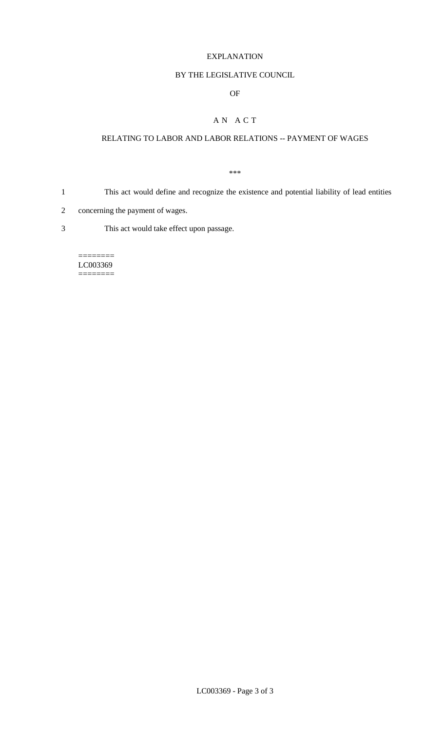EXPLANATION

BY THE LEGISLATIVE COUNCIL

OF

A N A C T

RELATING TO LABOR AND LABOR RELATIONS -- PAYMENT OF WAGES

***

1 This act would define and recognize the existence and potential liability of lead entities
2 concerning the payment of wages.
3 This act would take effect upon passage.

========
LC003369
========